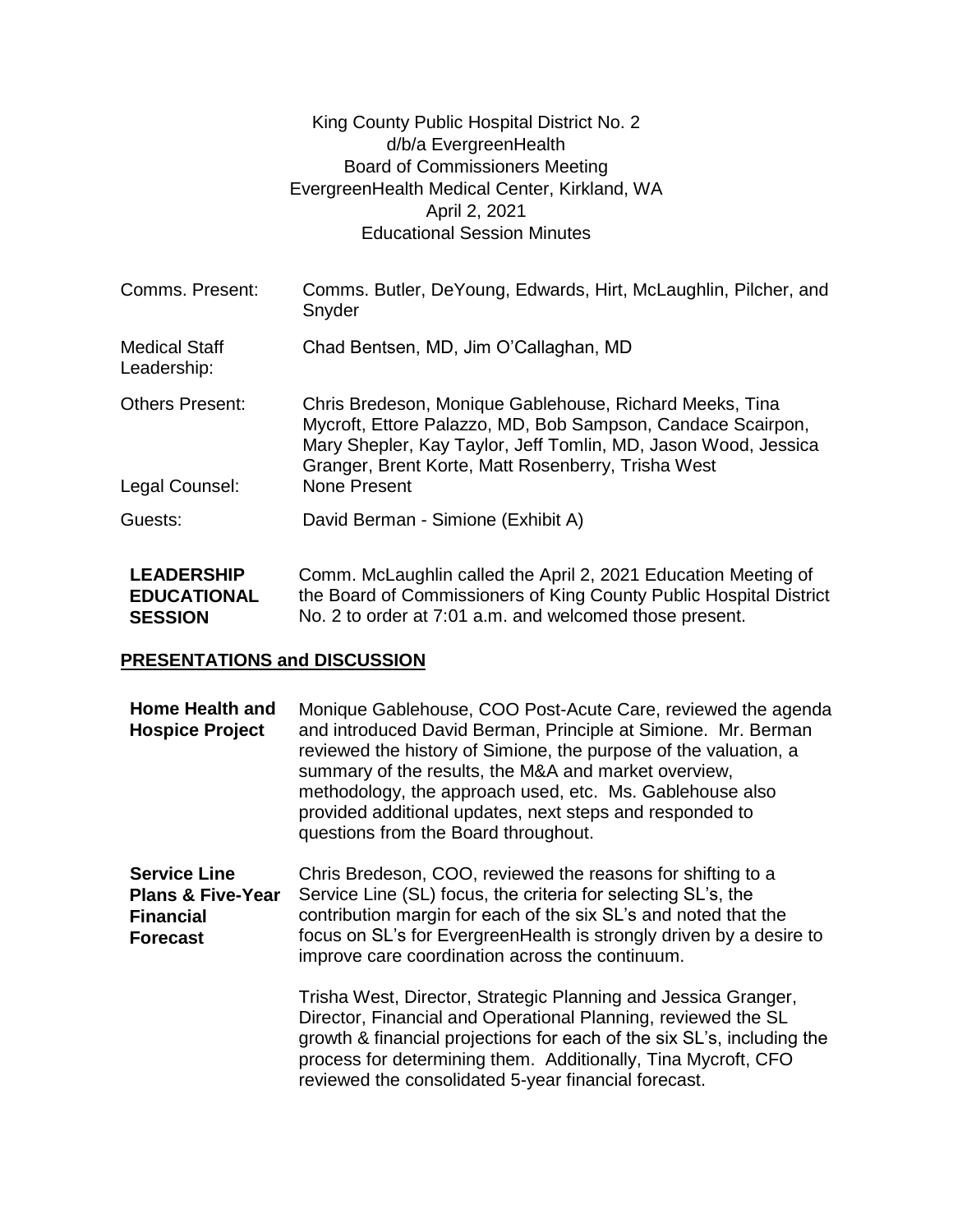King County Public Hospital District No. 2
d/b/a EvergreenHealth
Board of Commissioners Meeting
EvergreenHealth Medical Center, Kirkland, WA
April 2, 2021
Educational Session Minutes

| | |
|---|---|
| Comms. Present: | Comms. Butler, DeYoung, Edwards, Hirt, McLaughlin, Pilcher, and Snyder |
| Medical Staff Leadership: | Chad Bentsen, MD, Jim O'Callaghan, MD |
| Others Present: | Chris Bredeson, Monique Gablehouse, Richard Meeks, Tina Mycroft, Ettore Palazzo, MD, Bob Sampson, Candace Scairpon, Mary Shepler, Kay Taylor, Jeff Tomlin, MD, Jason Wood, Jessica Granger, Brent Korte, Matt Rosenberry, Trisha West |
| Legal Counsel: | None Present |
| Guests: | David Berman - Simione (Exhibit A) |

**LEADERSHIP EDUCATIONAL SESSION**

Comm. McLaughlin called the April 2, 2021 Education Meeting of the Board of Commissioners of King County Public Hospital District No. 2 to order at 7:01 a.m. and welcomed those present.

## PRESENTATIONS and DISCUSSION

**Home Health and Hospice Project**

Monique Gablehouse, COO Post-Acute Care, reviewed the agenda and introduced David Berman, Principle at Simione. Mr. Berman reviewed the history of Simione, the purpose of the valuation, a summary of the results, the M&A and market overview, methodology, the approach used, etc. Ms. Gablehouse also provided additional updates, next steps and responded to questions from the Board throughout.

**Service Line Plans & Five-Year Financial Forecast**

Chris Bredeson, COO, reviewed the reasons for shifting to a Service Line (SL) focus, the criteria for selecting SL's, the contribution margin for each of the six SL's and noted that the focus on SL's for EvergreenHealth is strongly driven by a desire to improve care coordination across the continuum.

Trisha West, Director, Strategic Planning and Jessica Granger, Director, Financial and Operational Planning, reviewed the SL growth & financial projections for each of the six SL's, including the process for determining them. Additionally, Tina Mycroft, CFO reviewed the consolidated 5-year financial forecast.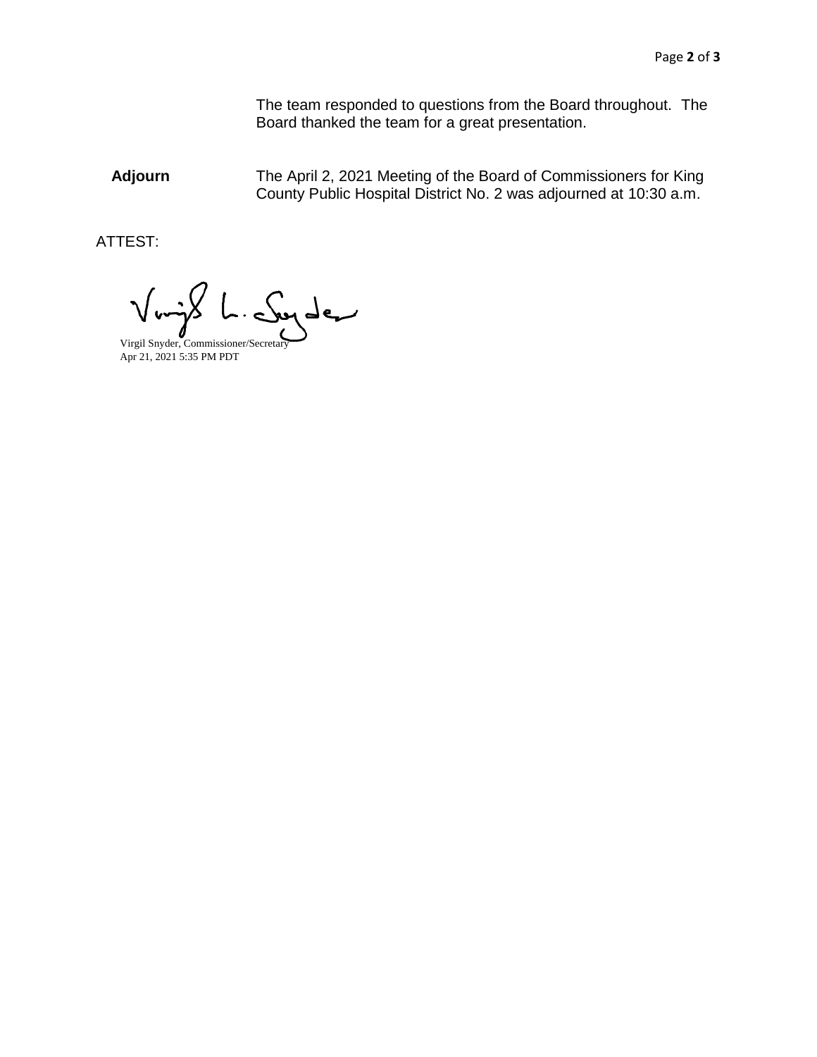The team responded to questions from the Board throughout. The Board thanked the team for a great presentation.

**Adjourn** The April 2, 2021 Meeting of the Board of Commissioners for King County Public Hospital District No. 2 was adjourned at 10:30 a.m.

ATTEST:

Virgil Snyder, Commissioner/Secretary
Apr 21, 2021 5:35 PM PDT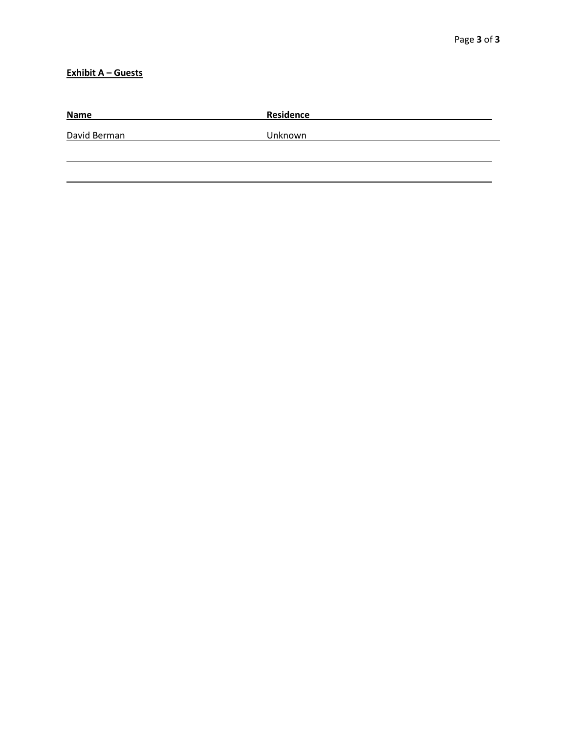**Exhibit A – Guests**

| Name | Residence |
| --- | --- |
| David Berman | Unknown |
| | |
| | |